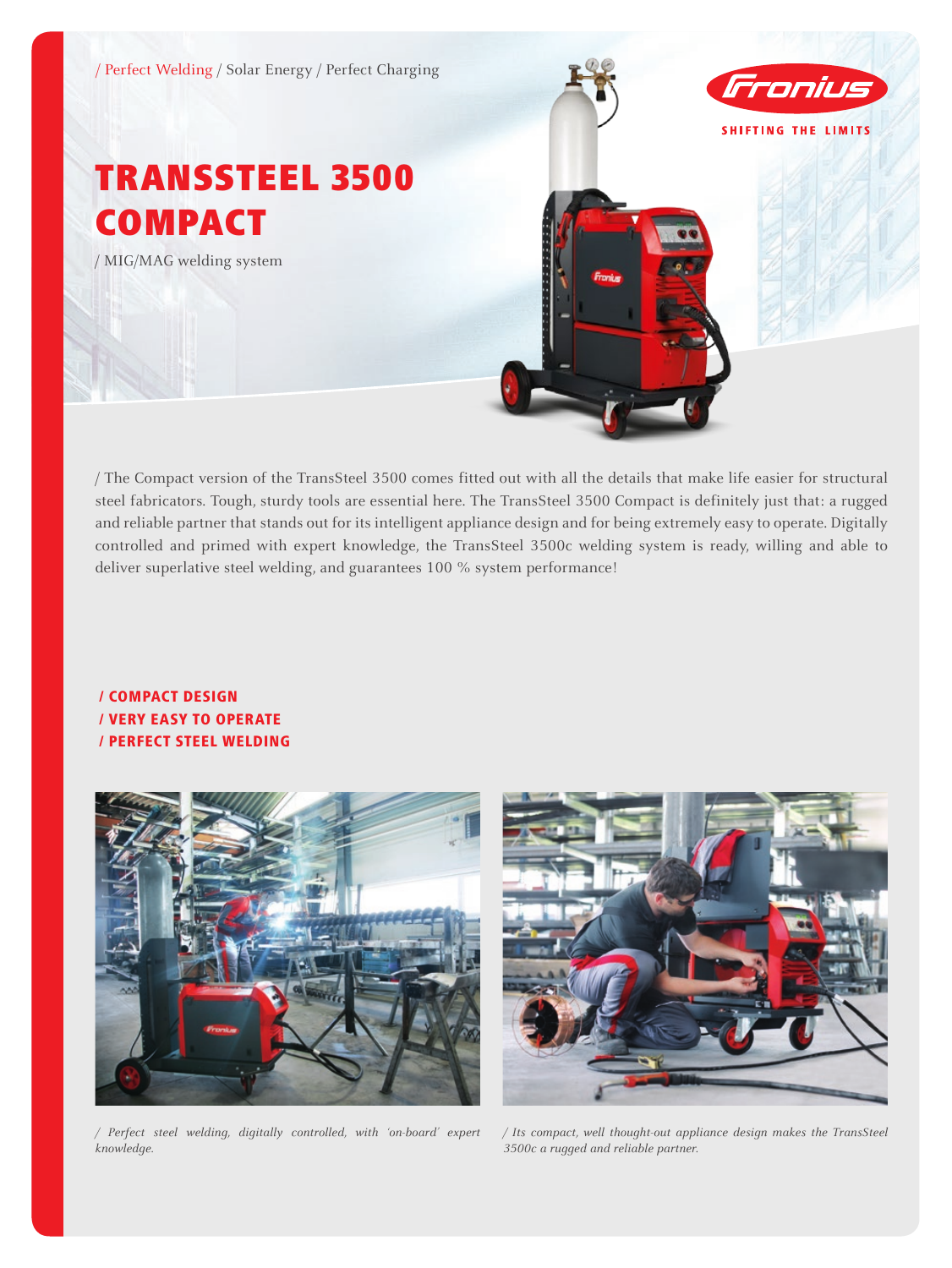/ Perfect Welding / Solar Energy / Perfect Charging

SHIFTING THE LIMITS

# TRANSSTEEL 3500 COMPACT

/ MIG/MAG welding system

/ The Compact version of the TransSteel 3500 comes fitted out with all the details that make life easier for structural steel fabricators. Tough, sturdy tools are essential here. The TransSteel 3500 Compact is definitely just that: a rugged and reliable partner that stands out for its intelligent appliance design and for being extremely easy to operate. Digitally controlled and primed with expert knowledge, the TransSteel 3500c welding system is ready, willing and able to deliver superlative steel welding, and guarantees 100 % system performance!

**/ COMPACT DESIGN**
**/ VERY EASY TO OPERATE**
**/ PERFECT STEEL WELDING**

*/ Perfect steel welding, digitally controlled, with 'on-board' expert knowledge.*

*/ Its compact, well thought-out appliance design makes the TransSteel 3500c a rugged and reliable partner.*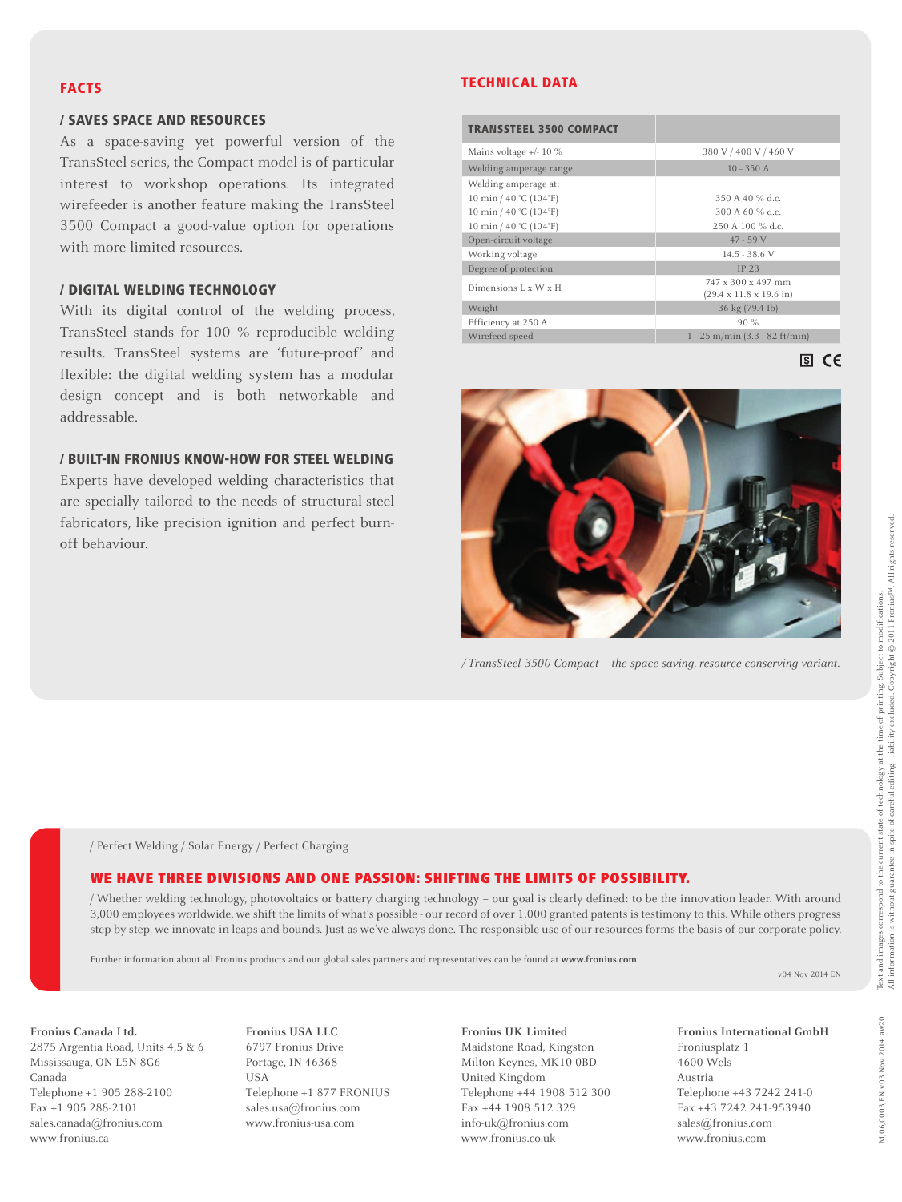## FACTS

### / SAVES SPACE AND RESOURCES

As a space-saving yet powerful version of the TransSteel series, the Compact model is of particular interest to workshop operations. Its integrated wirefeeder is another feature making the TransSteel 3500 Compact a good-value option for operations with more limited resources.

### / DIGITAL WELDING TECHNOLOGY

With its digital control of the welding process, TransSteel stands for 100 % reproducible welding results. TransSteel systems are 'future-proof' and flexible: the digital welding system has a modular design concept and is both networkable and addressable.

### / BUILT-IN FRONIUS KNOW-HOW FOR STEEL WELDING

Experts have developed welding characteristics that are specially tailored to the needs of structural-steel fabricators, like precision ignition and perfect burn-off behaviour.

## TECHNICAL DATA

| TRANSSTEEL 3500 COMPACT | |
|---|---|
| Mains voltage +/- 10 % | 380 V / 400 V / 460 V |
| Welding amperage range | 10 – 350 A |
| Welding amperage at: | |
| 10 min / 40 °C (104°F) | 350 A 40 % d.c. |
| 10 min / 40 °C (104°F) | 300 A 60 % d.c. |
| 10 min / 40 °C (104°F) | 250 A 100 % d.c. |
| Open-circuit voltage | 47 - 59 V |
| Working voltage | 14.5 - 38.6 V |
| Degree of protection | IP 23 |
| Dimensions L x W x H | 747 x 300 x 497 mm (29.4 x 11.8 x 19.6 in) |
| Weight | 36 kg (79.4 lb) |
| Efficiency at 250 A | 90 % |
| Wirefeed speed | 1 – 25 m/min (3.3 – 82 ft/min) |

S CE

*/ TransSteel 3500 Compact – the space-saving, resource-conserving variant.*

/ Perfect Welding / Solar Energy / Perfect Charging

### WE HAVE THREE DIVISIONS AND ONE PASSION: SHIFTING THE LIMITS OF POSSIBILITY.

/ Whether welding technology, photovoltaics or battery charging technology – our goal is clearly defined: to be the innovation leader. With around 3,000 employees worldwide, we shift the limits of what's possible - our record of over 1,000 granted patents is testimony to this. While others progress step by step, we innovate in leaps and bounds. Just as we've always done. The responsible use of our resources forms the basis of our corporate policy.

Further information about all Fronius products and our global sales partners and representatives can be found at **www.fronius.com**

v04 Nov 2014 EN

**Fronius Canada Ltd.**
2875 Argentia Road, Units 4,5 & 6
Mississauga, ON L5N 8G6
Canada
Telephone +1 905 288-2100
Fax +1 905 288-2101
sales.canada@fronius.com
www.fronius.ca

**Fronius USA LLC**
6797 Fronius Drive
Portage, IN 46368
USA
Telephone +1 877 FRONIUS
sales.usa@fronius.com
www.fronius-usa.com

**Fronius UK Limited**
Maidstone Road, Kingston
Milton Keynes, MK10 0BD
United Kingdom
Telephone +44 1908 512 300
Fax +44 1908 512 329
info-uk@fronius.com
www.fronius.co.uk

**Fronius International GmbH**
Froniusplatz 1
4600 Wels
Austria
Telephone +43 7242 241-0
Fax +43 7242 241-953940
sales@fronius.com
www.fronius.com

Text and images correspond to the current state of technology at the time of printing. Subject to modifications. All information is without guarantee in spite of careful editing - liability excluded. Copyright © 2011 Fronius™. All rights reserved.

M,06,0003,EN v03 Nov 2014 aw20